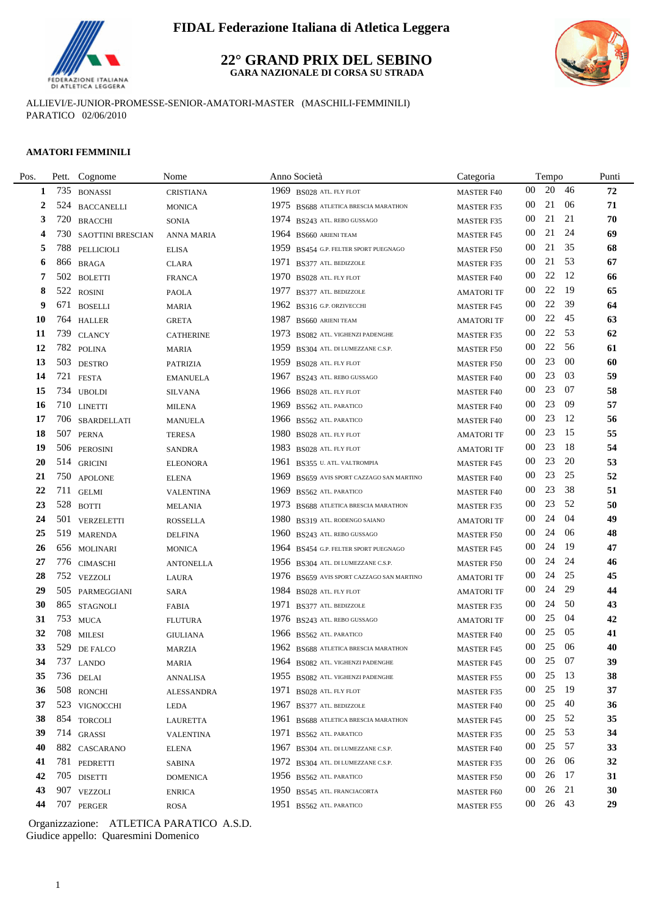# FIDAL Federazione Italiana di Atletica Leggera

## 22° GRAND PRIX DEL SEBINO

**GARA NAZIONALE DI CORSA SU STRADA**

ALLIEVI/E-JUNIOR-PROMESSE-SENIOR-AMATORI-MASTER (MASCHILI-FEMMINILI)
PARATICO 02/06/2010

**AMATORI FEMMINILI**

| Pos. | Pett. | Cognome | Nome | Anno | Società | Categoria | Tempo | Punti |
|---|---|---|---|---|---|---|---|---|
| **1** | 735 | BONASSI | CRISTIANA | 1969 | BS028 ATL. FLY FLOT | MASTER F40 | 00 20 46 | **72** |
| **2** | 524 | BACCANELLI | MONICA | 1975 | BS688 ATLETICA BRESCIA MARATHON | MASTER F35 | 00 21 06 | **71** |
| **3** | 720 | BRACCHI | SONIA | 1974 | BS243 ATL. REBO GUSSAGO | MASTER F35 | 00 21 21 | **70** |
| **4** | 730 | SAOTTINI BRESCIAN | ANNA MARIA | 1964 | BS660 ARIENI TEAM | MASTER F45 | 00 21 24 | **69** |
| **5** | 788 | PELLICIOLI | ELISA | 1959 | BS454 G.P. FELTER SPORT PUEGNAGO | MASTER F50 | 00 21 35 | **68** |
| **6** | 866 | BRAGA | CLARA | 1971 | BS377 ATL. BEDIZZOLE | MASTER F35 | 00 21 53 | **67** |
| **7** | 502 | BOLETTI | FRANCA | 1970 | BS028 ATL. FLY FLOT | MASTER F40 | 00 22 12 | **66** |
| **8** | 522 | ROSINI | PAOLA | 1977 | BS377 ATL. BEDIZZOLE | AMATORI TF | 00 22 19 | **65** |
| **9** | 671 | BOSELLI | MARIA | 1962 | BS316 G.P. ORZIVECCHI | MASTER F45 | 00 22 39 | **64** |
| **10** | 764 | HALLER | GRETA | 1987 | BS660 ARIENI TEAM | AMATORI TF | 00 22 45 | **63** |
| **11** | 739 | CLANCY | CATHERINE | 1973 | BS082 ATL. VIGHENZI PADENGHE | MASTER F35 | 00 22 53 | **62** |
| **12** | 782 | POLINA | MARIA | 1959 | BS304 ATL. DI LUMEZZANE C.S.P. | MASTER F50 | 00 22 56 | **61** |
| **13** | 503 | DESTRO | PATRIZIA | 1959 | BS028 ATL. FLY FLOT | MASTER F50 | 00 23 00 | **60** |
| **14** | 721 | FESTA | EMANUELA | 1967 | BS243 ATL. REBO GUSSAGO | MASTER F40 | 00 23 03 | **59** |
| **15** | 734 | UBOLDI | SILVANA | 1966 | BS028 ATL. FLY FLOT | MASTER F40 | 00 23 07 | **58** |
| **16** | 710 | LINETTI | MILENA | 1969 | BS562 ATL. PARATICO | MASTER F40 | 00 23 09 | **57** |
| **17** | 706 | SBARDELLATI | MANUELA | 1966 | BS562 ATL. PARATICO | MASTER F40 | 00 23 12 | **56** |
| **18** | 507 | PERNA | TERESA | 1980 | BS028 ATL. FLY FLOT | AMATORI TF | 00 23 15 | **55** |
| **19** | 506 | PEROSINI | SANDRA | 1983 | BS028 ATL. FLY FLOT | AMATORI TF | 00 23 18 | **54** |
| **20** | 514 | GRICINI | ELEONORA | 1961 | BS355 U. ATL. VALTROMPIA | MASTER F45 | 00 23 20 | **53** |
| **21** | 750 | APOLONE | ELENA | 1969 | BS659 AVIS SPORT CAZZAGO SAN MARTINO | MASTER F40 | 00 23 25 | **52** |
| **22** | 711 | GELMI | VALENTINA | 1969 | BS562 ATL. PARATICO | MASTER F40 | 00 23 38 | **51** |
| **23** | 528 | BOTTI | MELANIA | 1973 | BS688 ATLETICA BRESCIA MARATHON | MASTER F35 | 00 23 52 | **50** |
| **24** | 501 | VERZELETTI | ROSSELLA | 1980 | BS319 ATL. RODENGO SAIANO | AMATORI TF | 00 24 04 | **49** |
| **25** | 519 | MARENDA | DELFINA | 1960 | BS243 ATL. REBO GUSSAGO | MASTER F50 | 00 24 06 | **48** |
| **26** | 656 | MOLINARI | MONICA | 1964 | BS454 G.P. FELTER SPORT PUEGNAGO | MASTER F45 | 00 24 19 | **47** |
| **27** | 776 | CIMASCHI | ANTONELLA | 1956 | BS304 ATL. DI LUMEZZANE C.S.P. | MASTER F50 | 00 24 24 | **46** |
| **28** | 752 | VEZZOLI | LAURA | 1976 | BS659 AVIS SPORT CAZZAGO SAN MARTINO | AMATORI TF | 00 24 25 | **45** |
| **29** | 505 | PARMEGGIANI | SARA | 1984 | BS028 ATL. FLY FLOT | AMATORI TF | 00 24 29 | **44** |
| **30** | 865 | STAGNOLI | FABIA | 1971 | BS377 ATL. BEDIZZOLE | MASTER F35 | 00 24 50 | **43** |
| **31** | 753 | MUCA | FLUTURA | 1976 | BS243 ATL. REBO GUSSAGO | AMATORI TF | 00 25 04 | **42** |
| **32** | 708 | MILESI | GIULIANA | 1966 | BS562 ATL. PARATICO | MASTER F40 | 00 25 05 | **41** |
| **33** | 529 | DE FALCO | MARZIA | 1962 | BS688 ATLETICA BRESCIA MARATHON | MASTER F45 | 00 25 06 | **40** |
| **34** | 737 | LANDO | MARIA | 1964 | BS082 ATL. VIGHENZI PADENGHE | MASTER F45 | 00 25 07 | **39** |
| **35** | 736 | DELAI | ANNALISA | 1955 | BS082 ATL. VIGHENZI PADENGHE | MASTER F55 | 00 25 13 | **38** |
| **36** | 508 | RONCHI | ALESSANDRA | 1971 | BS028 ATL. FLY FLOT | MASTER F35 | 00 25 19 | **37** |
| **37** | 523 | VIGNOCCHI | LEDA | 1967 | BS377 ATL. BEDIZZOLE | MASTER F40 | 00 25 40 | **36** |
| **38** | 854 | TORCOLI | LAURETTA | 1961 | BS688 ATLETICA BRESCIA MARATHON | MASTER F45 | 00 25 52 | **35** |
| **39** | 714 | GRASSI | VALENTINA | 1971 | BS562 ATL. PARATICO | MASTER F35 | 00 25 53 | **34** |
| **40** | 882 | CASCARANO | ELENA | 1967 | BS304 ATL. DI LUMEZZANE C.S.P. | MASTER F40 | 00 25 57 | **33** |
| **41** | 781 | PEDRETTI | SABINA | 1972 | BS304 ATL. DI LUMEZZANE C.S.P. | MASTER F35 | 00 26 06 | **32** |
| **42** | 705 | DISETTI | DOMENICA | 1956 | BS562 ATL. PARATICO | MASTER F50 | 00 26 17 | **31** |
| **43** | 907 | VEZZOLI | ENRICA | 1950 | BS545 ATL. FRANCIACORTA | MASTER F60 | 00 26 21 | **30** |
| **44** | 707 | PERGER | ROSA | 1951 | BS562 ATL. PARATICO | MASTER F55 | 00 26 43 | **29** |

Organizzazione: ATLETICA PARATICO A.S.D.
Giudice appello: Quaresmini Domenico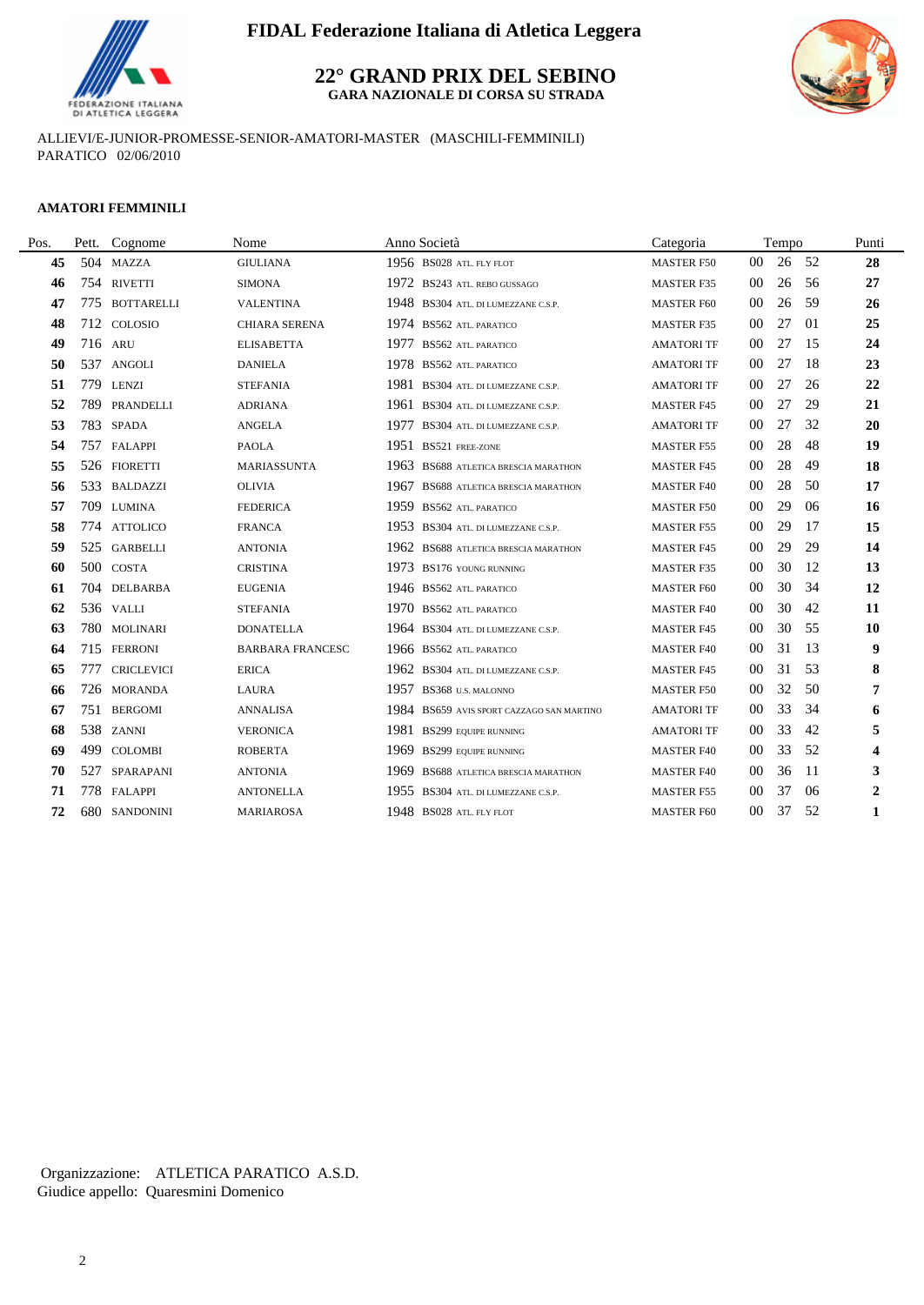FIDAL Federazione Italiana di Atletica Leggera

# 22° GRAND PRIX DEL SEBINO

**GARA NAZIONALE DI CORSA SU STRADA**

ALLIEVI/E-JUNIOR-PROMESSE-SENIOR-AMATORI-MASTER (MASCHILI-FEMMINILI)
PARATICO 02/06/2010

**AMATORI FEMMINILI**

| Pos. | Pett. | Cognome | Nome | Anno | Società | Categoria | Tempo | | | Punti |
|---|---|---|---|---|---|---|---|---|---|---|
| 45 | 504 | MAZZA | GIULIANA | 1956 | BS028 ATL. FLY FLOT | MASTER F50 | 00 | 26 | 52 | 28 |
| 46 | 754 | RIVETTI | SIMONA | 1972 | BS243 ATL. REBO GUSSAGO | MASTER F35 | 00 | 26 | 56 | 27 |
| 47 | 775 | BOTTARELLI | VALENTINA | 1948 | BS304 ATL. DI LUMEZZANE C.S.P. | MASTER F60 | 00 | 26 | 59 | 26 |
| 48 | 712 | COLOSIO | CHIARA SERENA | 1974 | BS562 ATL. PARATICO | MASTER F35 | 00 | 27 | 01 | 25 |
| 49 | 716 | ARU | ELISABETTA | 1977 | BS562 ATL. PARATICO | AMATORI TF | 00 | 27 | 15 | 24 |
| 50 | 537 | ANGOLI | DANIELA | 1978 | BS562 ATL. PARATICO | AMATORI TF | 00 | 27 | 18 | 23 |
| 51 | 779 | LENZI | STEFANIA | 1981 | BS304 ATL. DI LUMEZZANE C.S.P. | AMATORI TF | 00 | 27 | 26 | 22 |
| 52 | 789 | PRANDELLI | ADRIANA | 1961 | BS304 ATL. DI LUMEZZANE C.S.P. | MASTER F45 | 00 | 27 | 29 | 21 |
| 53 | 783 | SPADA | ANGELA | 1977 | BS304 ATL. DI LUMEZZANE C.S.P. | AMATORI TF | 00 | 27 | 32 | 20 |
| 54 | 757 | FALAPPI | PAOLA | 1951 | BS521 FREE-ZONE | MASTER F55 | 00 | 28 | 48 | 19 |
| 55 | 526 | FIORETTI | MARIASSUNTA | 1963 | BS688 ATLETICA BRESCIA MARATHON | MASTER F45 | 00 | 28 | 49 | 18 |
| 56 | 533 | BALDAZZI | OLIVIA | 1967 | BS688 ATLETICA BRESCIA MARATHON | MASTER F40 | 00 | 28 | 50 | 17 |
| 57 | 709 | LUMINA | FEDERICA | 1959 | BS562 ATL. PARATICO | MASTER F50 | 00 | 29 | 06 | 16 |
| 58 | 774 | ATTOLICO | FRANCA | 1953 | BS304 ATL. DI LUMEZZANE C.S.P. | MASTER F55 | 00 | 29 | 17 | 15 |
| 59 | 525 | GARBELLI | ANTONIA | 1962 | BS688 ATLETICA BRESCIA MARATHON | MASTER F45 | 00 | 29 | 29 | 14 |
| 60 | 500 | COSTA | CRISTINA | 1973 | BS176 YOUNG RUNNING | MASTER F35 | 00 | 30 | 12 | 13 |
| 61 | 704 | DELBARBA | EUGENIA | 1946 | BS562 ATL. PARATICO | MASTER F60 | 00 | 30 | 34 | 12 |
| 62 | 536 | VALLI | STEFANIA | 1970 | BS562 ATL. PARATICO | MASTER F40 | 00 | 30 | 42 | 11 |
| 63 | 780 | MOLINARI | DONATELLA | 1964 | BS304 ATL. DI LUMEZZANE C.S.P. | MASTER F45 | 00 | 30 | 55 | 10 |
| 64 | 715 | FERRONI | BARBARA FRANCESC | 1966 | BS562 ATL. PARATICO | MASTER F40 | 00 | 31 | 13 | 9 |
| 65 | 777 | CRICLEVICI | ERICA | 1962 | BS304 ATL. DI LUMEZZANE C.S.P. | MASTER F45 | 00 | 31 | 53 | 8 |
| 66 | 726 | MORANDA | LAURA | 1957 | BS368 U.S. MALONNO | MASTER F50 | 00 | 32 | 50 | 7 |
| 67 | 751 | BERGOMI | ANNALISA | 1984 | BS659 AVIS SPORT CAZZAGO SAN MARTINO | AMATORI TF | 00 | 33 | 34 | 6 |
| 68 | 538 | ZANNI | VERONICA | 1981 | BS299 EQUIPE RUNNING | AMATORI TF | 00 | 33 | 42 | 5 |
| 69 | 499 | COLOMBI | ROBERTA | 1969 | BS299 EQUIPE RUNNING | MASTER F40 | 00 | 33 | 52 | 4 |
| 70 | 527 | SPARAPANI | ANTONIA | 1969 | BS688 ATLETICA BRESCIA MARATHON | MASTER F40 | 00 | 36 | 11 | 3 |
| 71 | 778 | FALAPPI | ANTONELLA | 1955 | BS304 ATL. DI LUMEZZANE C.S.P. | MASTER F55 | 00 | 37 | 06 | 2 |
| 72 | 680 | SANDONINI | MARIAROSA | 1948 | BS028 ATL. FLY FLOT | MASTER F60 | 00 | 37 | 52 | 1 |

Organizzazione: ATLETICA PARATICO A.S.D.
Giudice appello: Quaresmini Domenico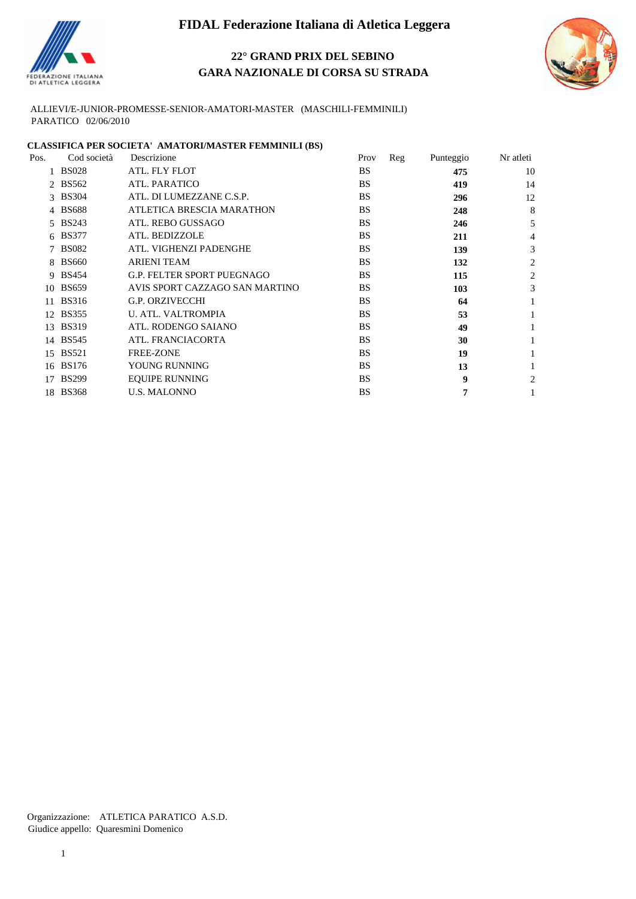# FIDAL Federazione Italiana di Atletica Leggera

## 22° GRAND PRIX DEL SEBINO
## GARA NAZIONALE DI CORSA SU STRADA

ALLIEVI/E-JUNIOR-PROMESSE-SENIOR-AMATORI-MASTER (MASCHILI-FEMMINILI)
PARATICO 02/06/2010

**CLASSIFICA PER SOCIETA' AMATORI/MASTER FEMMINILI (BS)**

| Pos. | Cod società | Descrizione | Prov | Reg | Punteggio | Nr atleti |
|---|---|---|---|---|---|---|
| 1 | BS028 | ATL. FLY FLOT | BS | | **475** | 10 |
| 2 | BS562 | ATL. PARATICO | BS | | **419** | 14 |
| 3 | BS304 | ATL. DI LUMEZZANE C.S.P. | BS | | **296** | 12 |
| 4 | BS688 | ATLETICA BRESCIA MARATHON | BS | | **248** | 8 |
| 5 | BS243 | ATL. REBO GUSSAGO | BS | | **246** | 5 |
| 6 | BS377 | ATL. BEDIZZOLE | BS | | **211** | 4 |
| 7 | BS082 | ATL. VIGHENZI PADENGHE | BS | | **139** | 3 |
| 8 | BS660 | ARIENI TEAM | BS | | **132** | 2 |
| 9 | BS454 | G.P. FELTER SPORT PUEGNAGO | BS | | **115** | 2 |
| 10 | BS659 | AVIS SPORT CAZZAGO SAN MARTINO | BS | | **103** | 3 |
| 11 | BS316 | G.P. ORZIVECCHI | BS | | **64** | 1 |
| 12 | BS355 | U. ATL. VALTROMPIA | BS | | **53** | 1 |
| 13 | BS319 | ATL. RODENGO SAIANO | BS | | **49** | 1 |
| 14 | BS545 | ATL. FRANCIACORTA | BS | | **30** | 1 |
| 15 | BS521 | FREE-ZONE | BS | | **19** | 1 |
| 16 | BS176 | YOUNG RUNNING | BS | | **13** | 1 |
| 17 | BS299 | EQUIPE RUNNING | BS | | **9** | 2 |
| 18 | BS368 | U.S. MALONNO | BS | | **7** | 1 |

Organizzazione: ATLETICA PARATICO A.S.D.
Giudice appello: Quaresmini Domenico